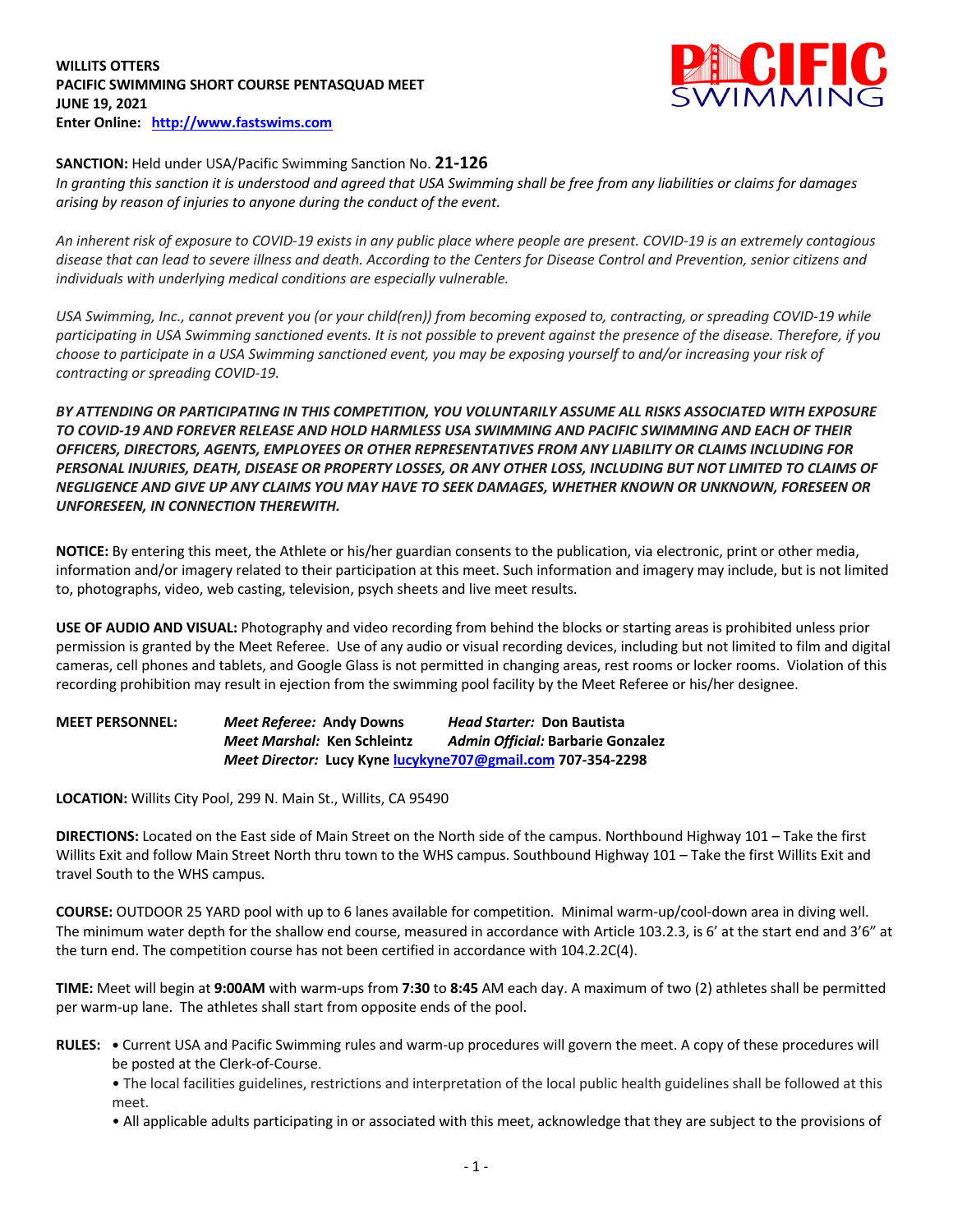**WILLITS OTTERS**
**PACIFIC SWIMMING SHORT COURSE PENTASQUAD MEET**
**JUNE 19, 2021**
**Enter Online: http://www.fastswims.com**

**SANCTION:** Held under USA/Pacific Swimming Sanction No. **21-126**
*In granting this sanction it is understood and agreed that USA Swimming shall be free from any liabilities or claims for damages arising by reason of injuries to anyone during the conduct of the event.*

*An inherent risk of exposure to COVID-19 exists in any public place where people are present. COVID-19 is an extremely contagious disease that can lead to severe illness and death. According to the Centers for Disease Control and Prevention, senior citizens and individuals with underlying medical conditions are especially vulnerable.*

*USA Swimming, Inc., cannot prevent you (or your child(ren)) from becoming exposed to, contracting, or spreading COVID-19 while participating in USA Swimming sanctioned events. It is not possible to prevent against the presence of the disease. Therefore, if you choose to participate in a USA Swimming sanctioned event, you may be exposing yourself to and/or increasing your risk of contracting or spreading COVID-19.*

***BY ATTENDING OR PARTICIPATING IN THIS COMPETITION, YOU VOLUNTARILY ASSUME ALL RISKS ASSOCIATED WITH EXPOSURE TO COVID-19 AND FOREVER RELEASE AND HOLD HARMLESS USA SWIMMING AND PACIFIC SWIMMING AND EACH OF THEIR OFFICERS, DIRECTORS, AGENTS, EMPLOYEES OR OTHER REPRESENTATIVES FROM ANY LIABILITY OR CLAIMS INCLUDING FOR PERSONAL INJURIES, DEATH, DISEASE OR PROPERTY LOSSES, OR ANY OTHER LOSS, INCLUDING BUT NOT LIMITED TO CLAIMS OF NEGLIGENCE AND GIVE UP ANY CLAIMS YOU MAY HAVE TO SEEK DAMAGES, WHETHER KNOWN OR UNKNOWN, FORESEEN OR UNFORESEEN, IN CONNECTION THEREWITH.***

**NOTICE:** By entering this meet, the Athlete or his/her guardian consents to the publication, via electronic, print or other media, information and/or imagery related to their participation at this meet. Such information and imagery may include, but is not limited to, photographs, video, web casting, television, psych sheets and live meet results.

**USE OF AUDIO AND VISUAL:** Photography and video recording from behind the blocks or starting areas is prohibited unless prior permission is granted by the Meet Referee. Use of any audio or visual recording devices, including but not limited to film and digital cameras, cell phones and tablets, and Google Glass is not permitted in changing areas, rest rooms or locker rooms. Violation of this recording prohibition may result in ejection from the swimming pool facility by the Meet Referee or his/her designee.

**MEET PERSONNEL:**
***Meet Referee:*** **Andy Downs** — ***Head Starter:*** **Don Bautista**
***Meet Marshal:*** **Ken Schleintz** — ***Admin Official:*** **Barbarie Gonzalez**
***Meet Director:*** **Lucy Kyne lucykyne707@gmail.com 707-354-2298**

**LOCATION:** Willits City Pool, 299 N. Main St., Willits, CA 95490

**DIRECTIONS:** Located on the East side of Main Street on the North side of the campus. Northbound Highway 101 – Take the first Willits Exit and follow Main Street North thru town to the WHS campus. Southbound Highway 101 – Take the first Willits Exit and travel South to the WHS campus.

**COURSE:** OUTDOOR 25 YARD pool with up to 6 lanes available for competition. Minimal warm-up/cool-down area in diving well. The minimum water depth for the shallow end course, measured in accordance with Article 103.2.3, is 6' at the start end and 3'6" at the turn end. The competition course has not been certified in accordance with 104.2.2C(4).

**TIME:** Meet will begin at **9:00AM** with warm-ups from **7:30** to **8:45** AM each day. A maximum of two (2) athletes shall be permitted per warm-up lane. The athletes shall start from opposite ends of the pool.

**RULES:**
- Current USA and Pacific Swimming rules and warm-up procedures will govern the meet. A copy of these procedures will be posted at the Clerk-of-Course.
- The local facilities guidelines, restrictions and interpretation of the local public health guidelines shall be followed at this meet.
- All applicable adults participating in or associated with this meet, acknowledge that they are subject to the provisions of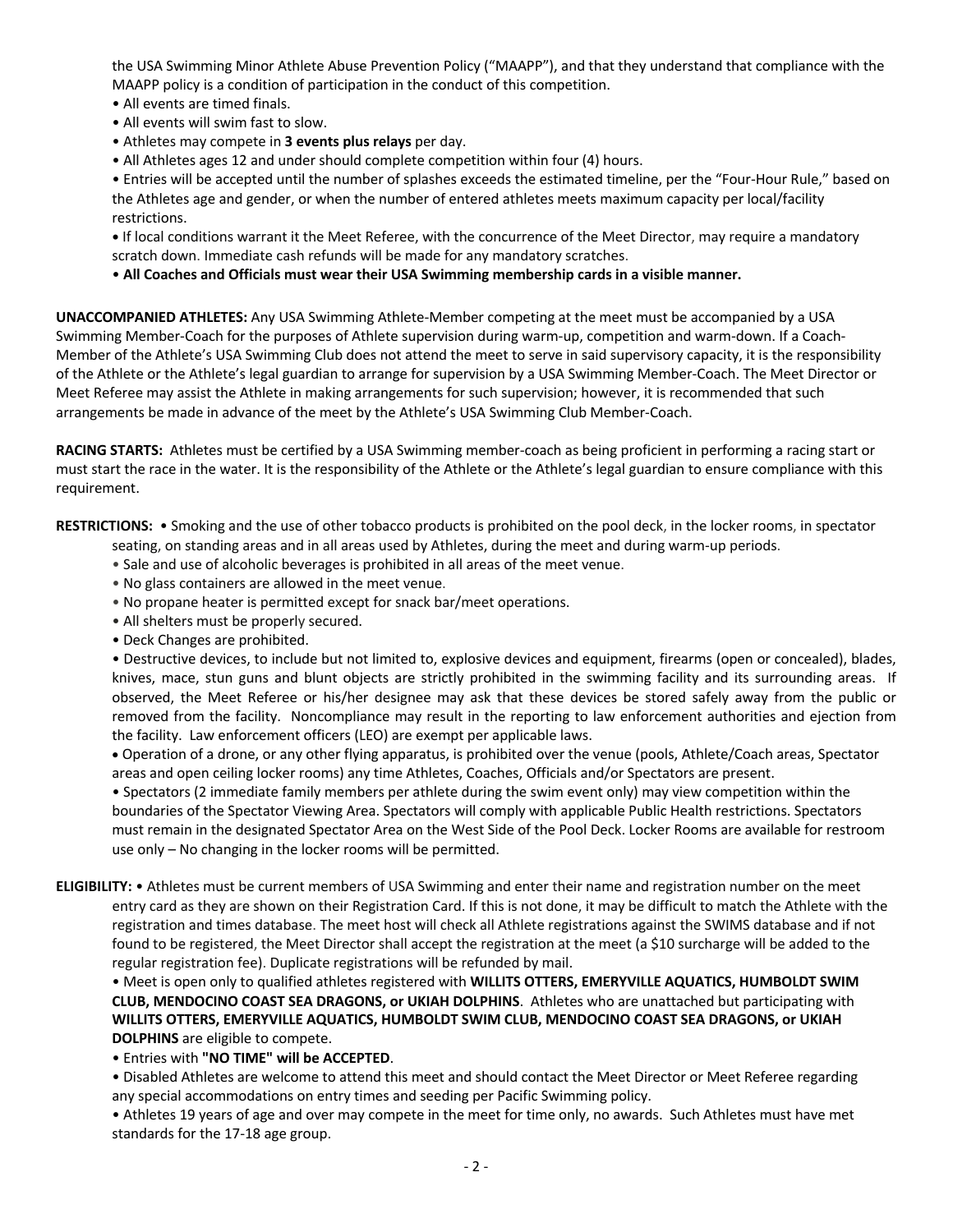the USA Swimming Minor Athlete Abuse Prevention Policy ("MAAPP"), and that they understand that compliance with the MAAPP policy is a condition of participation in the conduct of this competition.

- All events are timed finals.
- All events will swim fast to slow.
- Athletes may compete in **3 events plus relays** per day.
- All Athletes ages 12 and under should complete competition within four (4) hours.
- Entries will be accepted until the number of splashes exceeds the estimated timeline, per the "Four-Hour Rule," based on the Athletes age and gender, or when the number of entered athletes meets maximum capacity per local/facility restrictions.
- If local conditions warrant it the Meet Referee, with the concurrence of the Meet Director, may require a mandatory scratch down. Immediate cash refunds will be made for any mandatory scratches.
- **All Coaches and Officials must wear their USA Swimming membership cards in a visible manner.**

**UNACCOMPANIED ATHLETES:** Any USA Swimming Athlete-Member competing at the meet must be accompanied by a USA Swimming Member-Coach for the purposes of Athlete supervision during warm-up, competition and warm-down. If a Coach-Member of the Athlete's USA Swimming Club does not attend the meet to serve in said supervisory capacity, it is the responsibility of the Athlete or the Athlete's legal guardian to arrange for supervision by a USA Swimming Member-Coach. The Meet Director or Meet Referee may assist the Athlete in making arrangements for such supervision; however, it is recommended that such arrangements be made in advance of the meet by the Athlete's USA Swimming Club Member-Coach.

**RACING STARTS:** Athletes must be certified by a USA Swimming member-coach as being proficient in performing a racing start or must start the race in the water. It is the responsibility of the Athlete or the Athlete's legal guardian to ensure compliance with this requirement.

**RESTRICTIONS:**
- Smoking and the use of other tobacco products is prohibited on the pool deck, in the locker rooms, in spectator seating, on standing areas and in all areas used by Athletes, during the meet and during warm-up periods.
- Sale and use of alcoholic beverages is prohibited in all areas of the meet venue.
- No glass containers are allowed in the meet venue.
- No propane heater is permitted except for snack bar/meet operations.
- All shelters must be properly secured.
- Deck Changes are prohibited.
- Destructive devices, to include but not limited to, explosive devices and equipment, firearms (open or concealed), blades, knives, mace, stun guns and blunt objects are strictly prohibited in the swimming facility and its surrounding areas. If observed, the Meet Referee or his/her designee may ask that these devices be stored safely away from the public or removed from the facility. Noncompliance may result in the reporting to law enforcement authorities and ejection from the facility. Law enforcement officers (LEO) are exempt per applicable laws.
- Operation of a drone, or any other flying apparatus, is prohibited over the venue (pools, Athlete/Coach areas, Spectator areas and open ceiling locker rooms) any time Athletes, Coaches, Officials and/or Spectators are present.
- Spectators (2 immediate family members per athlete during the swim event only) may view competition within the boundaries of the Spectator Viewing Area. Spectators will comply with applicable Public Health restrictions. Spectators must remain in the designated Spectator Area on the West Side of the Pool Deck. Locker Rooms are available for restroom use only – No changing in the locker rooms will be permitted.

**ELIGIBILITY:**
- Athletes must be current members of USA Swimming and enter their name and registration number on the meet entry card as they are shown on their Registration Card. If this is not done, it may be difficult to match the Athlete with the registration and times database. The meet host will check all Athlete registrations against the SWIMS database and if not found to be registered, the Meet Director shall accept the registration at the meet (a $10 surcharge will be added to the regular registration fee). Duplicate registrations will be refunded by mail.
- Meet is open only to qualified athletes registered with **WILLITS OTTERS, EMERYVILLE AQUATICS, HUMBOLDT SWIM CLUB, MENDOCINO COAST SEA DRAGONS, or UKIAH DOLPHINS**. Athletes who are unattached but participating with **WILLITS OTTERS, EMERYVILLE AQUATICS, HUMBOLDT SWIM CLUB, MENDOCINO COAST SEA DRAGONS, or UKIAH DOLPHINS** are eligible to compete.
- Entries with **"NO TIME" will be ACCEPTED**.
- Disabled Athletes are welcome to attend this meet and should contact the Meet Director or Meet Referee regarding any special accommodations on entry times and seeding per Pacific Swimming policy.
- Athletes 19 years of age and over may compete in the meet for time only, no awards. Such Athletes must have met standards for the 17-18 age group.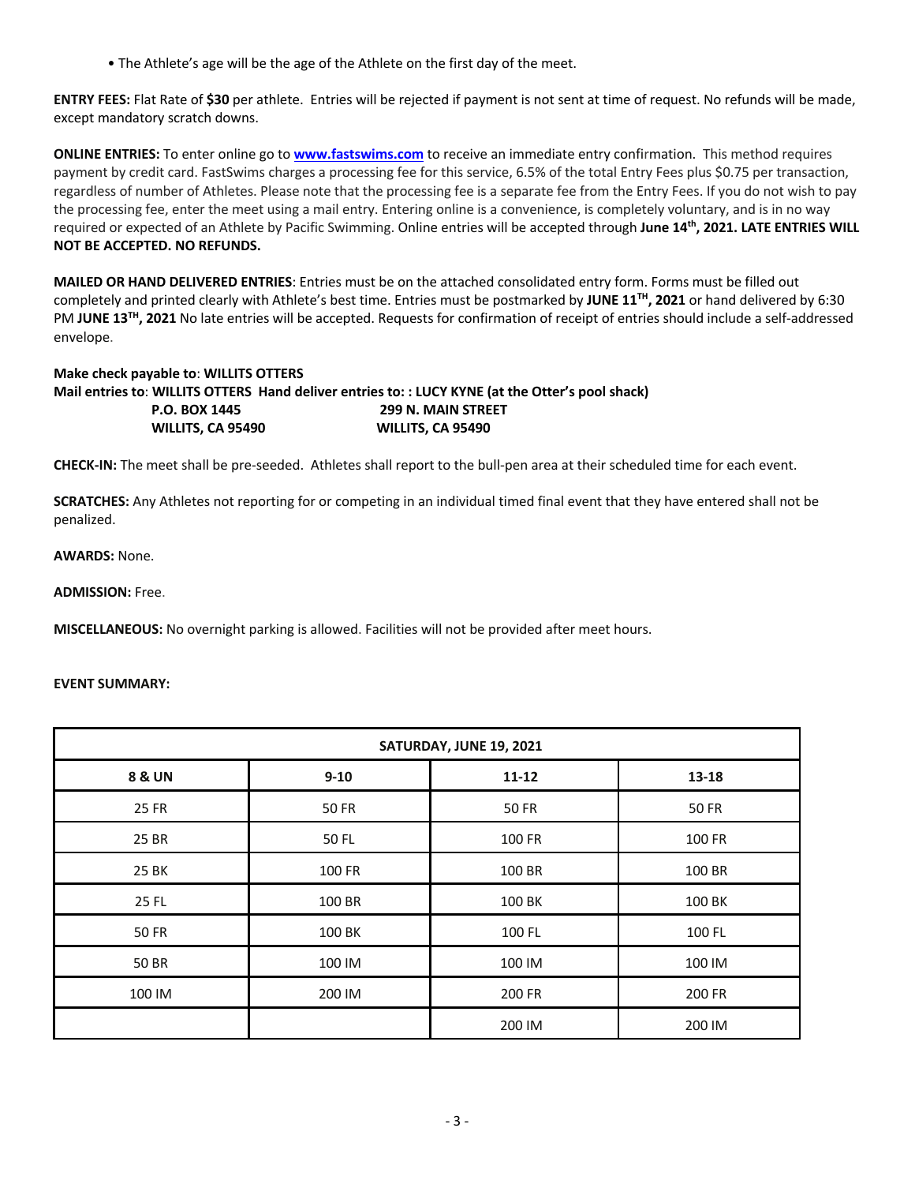- The Athlete's age will be the age of the Athlete on the first day of the meet.

**ENTRY FEES:** Flat Rate of **$30** per athlete. Entries will be rejected if payment is not sent at time of request. No refunds will be made, except mandatory scratch downs.

**ONLINE ENTRIES:** To enter online go to **www.fastswims.com** to receive an immediate entry confirmation. This method requires payment by credit card. FastSwims charges a processing fee for this service, 6.5% of the total Entry Fees plus $0.75 per transaction, regardless of number of Athletes. Please note that the processing fee is a separate fee from the Entry Fees. If you do not wish to pay the processing fee, enter the meet using a mail entry. Entering online is a convenience, is completely voluntary, and is in no way required or expected of an Athlete by Pacific Swimming. Online entries will be accepted through **June 14th, 2021. LATE ENTRIES WILL NOT BE ACCEPTED. NO REFUNDS.**

**MAILED OR HAND DELIVERED ENTRIES**: Entries must be on the attached consolidated entry form. Forms must be filled out completely and printed clearly with Athlete's best time. Entries must be postmarked by **JUNE 11TH, 2021** or hand delivered by 6:30 PM **JUNE 13TH, 2021** No late entries will be accepted. Requests for confirmation of receipt of entries should include a self-addressed envelope.

**Make check payable to**: **WILLITS OTTERS**

**Mail entries to**: **WILLITS OTTERS** **Hand deliver entries to: : LUCY KYNE (at the Otter's pool shack)**

| Mail entries to | Hand deliver entries to |
|---|---|
| **WILLITS OTTERS** | **LUCY KYNE (at the Otter's pool shack)** |
| **P.O. BOX 1445** | **299 N. MAIN STREET** |
| **WILLITS, CA 95490** | **WILLITS, CA 95490** |

**CHECK-IN:** The meet shall be pre-seeded. Athletes shall report to the bull-pen area at their scheduled time for each event.

**SCRATCHES:** Any Athletes not reporting for or competing in an individual timed final event that they have entered shall not be penalized.

**AWARDS:** None.

**ADMISSION:** Free.

**MISCELLANEOUS:** No overnight parking is allowed. Facilities will not be provided after meet hours.

**EVENT SUMMARY:**

| SATURDAY, JUNE 19, 2021 | | | |
|---|---|---|---|
| **8 & UN** | **9-10** | **11-12** | **13-18** |
| 25 FR | 50 FR | 50 FR | 50 FR |
| 25 BR | 50 FL | 100 FR | 100 FR |
| 25 BK | 100 FR | 100 BR | 100 BR |
| 25 FL | 100 BR | 100 BK | 100 BK |
| 50 FR | 100 BK | 100 FL | 100 FL |
| 50 BR | 100 IM | 100 IM | 100 IM |
| 100 IM | 200 IM | 200 FR | 200 FR |
| | | 200 IM | 200 IM |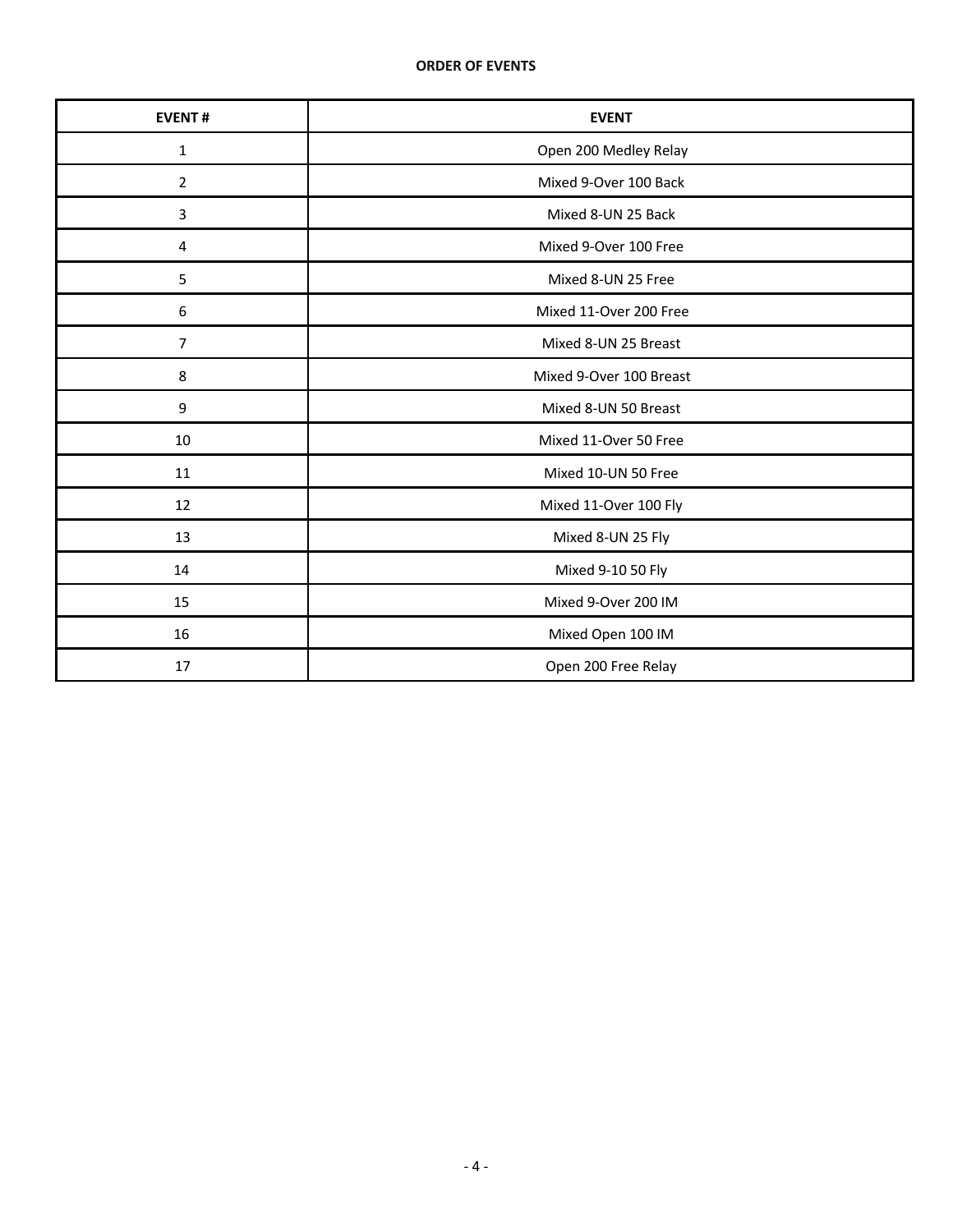**ORDER OF EVENTS**

| EVENT # | EVENT |
|---|---|
| 1 | Open 200 Medley Relay |
| 2 | Mixed 9-Over 100 Back |
| 3 | Mixed 8-UN 25 Back |
| 4 | Mixed 9-Over 100 Free |
| 5 | Mixed 8-UN 25 Free |
| 6 | Mixed 11-Over 200 Free |
| 7 | Mixed 8-UN 25 Breast |
| 8 | Mixed 9-Over 100 Breast |
| 9 | Mixed 8-UN 50 Breast |
| 10 | Mixed 11-Over 50 Free |
| 11 | Mixed 10-UN 50 Free |
| 12 | Mixed 11-Over 100 Fly |
| 13 | Mixed 8-UN 25 Fly |
| 14 | Mixed 9-10 50 Fly |
| 15 | Mixed 9-Over 200 IM |
| 16 | Mixed Open 100 IM |
| 17 | Open 200 Free Relay |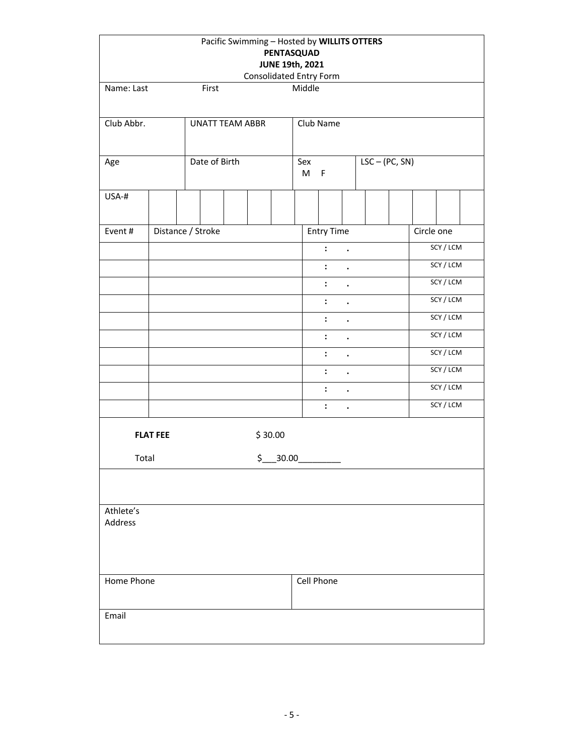Pacific Swimming – Hosted by **WILLITS OTTERS**

**PENTASQUAD**

**JUNE 19th, 2021**

Consolidated Entry Form

| Name: Last | First | Middle |
|---|---|---|
| | | |

| Club Abbr. | UNATT TEAM ABBR | Club Name | |
|---|---|---|---|
| Age | Date of Birth | Sex M F | LSC – (PC, SN) |

| USA-# | | | | | | | | | | | | | | |
|---|---|---|---|---|---|---|---|---|---|---|---|---|---|---|

| Event # | Distance / Stroke | Entry Time | Circle one |
|---|---|---|---|
| | | : . | SCY / LCM |
| | | : . | SCY / LCM |
| | | : . | SCY / LCM |
| | | : . | SCY / LCM |
| | | : . | SCY / LCM |
| | | : . | SCY / LCM |
| | | : . | SCY / LCM |
| | | : . | SCY / LCM |
| | | : . | SCY / LCM |
| | | : . | SCY / LCM |

**FLAT FEE** $ 30.00

Total $___30.00_________

Athlete's Address

| Home Phone | Cell Phone |
|---|---|
| | |

Email